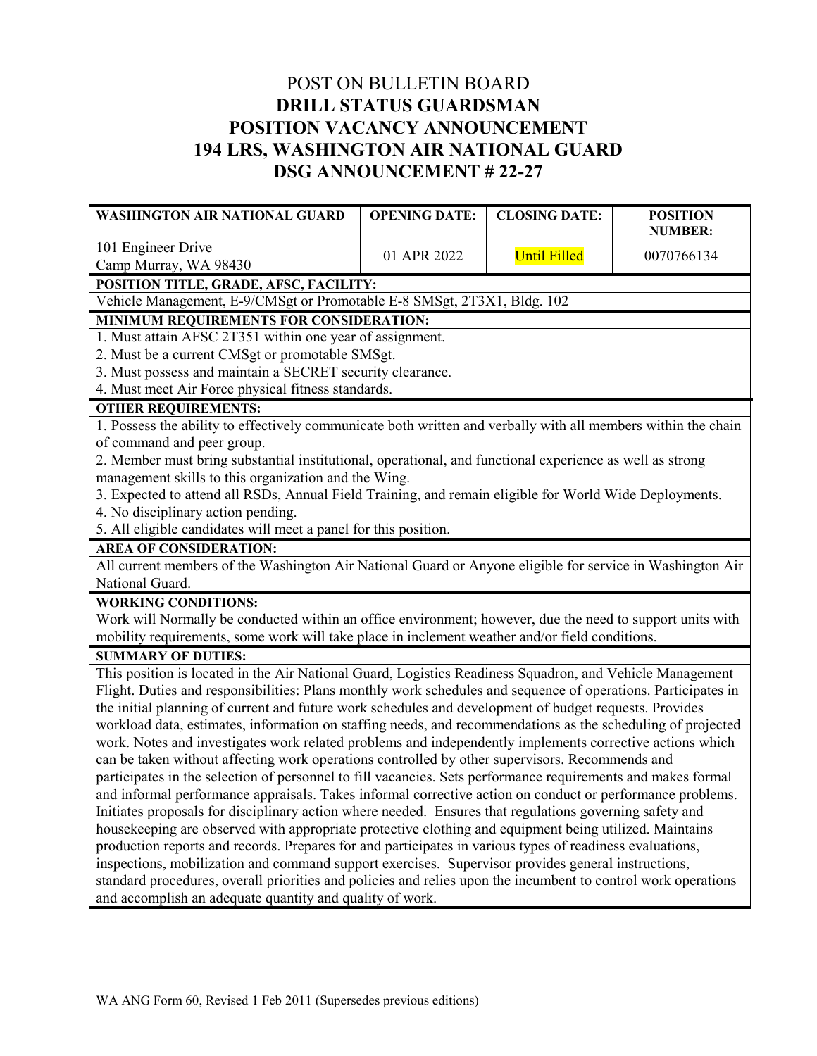POST ON BULLETIN BOARD

# DRILL STATUS GUARDSMAN POSITION VACANCY ANNOUNCEMENT 194 LRS, WASHINGTON AIR NATIONAL GUARD DSG ANNOUNCEMENT # 22-27

| WASHINGTON AIR NATIONAL GUARD | OPENING DATE: | CLOSING DATE: | POSITION NUMBER: |
|---|---|---|---|
| 101 Engineer Drive<br>Camp Murray, WA 98430 | 01 APR 2022 | Until Filled | 0070766134 |

**POSITION TITLE, GRADE, AFSC, FACILITY:**

Vehicle Management, E-9/CMSgt or Promotable E-8 SMSgt, 2T3X1, Bldg. 102

**MINIMUM REQUIREMENTS FOR CONSIDERATION:**

1. Must attain AFSC 2T351 within one year of assignment.
2. Must be a current CMSgt or promotable SMSgt.
3. Must possess and maintain a SECRET security clearance.
4. Must meet Air Force physical fitness standards.

**OTHER REQUIREMENTS:**

1. Possess the ability to effectively communicate both written and verbally with all members within the chain of command and peer group.
2. Member must bring substantial institutional, operational, and functional experience as well as strong management skills to this organization and the Wing.
3. Expected to attend all RSDs, Annual Field Training, and remain eligible for World Wide Deployments.
4. No disciplinary action pending.
5. All eligible candidates will meet a panel for this position.

**AREA OF CONSIDERATION:**

All current members of the Washington Air National Guard or Anyone eligible for service in Washington Air National Guard.

**WORKING CONDITIONS:**

Work will Normally be conducted within an office environment; however, due the need to support units with mobility requirements, some work will take place in inclement weather and/or field conditions.

**SUMMARY OF DUTIES:**

This position is located in the Air National Guard, Logistics Readiness Squadron, and Vehicle Management Flight. Duties and responsibilities: Plans monthly work schedules and sequence of operations. Participates in the initial planning of current and future work schedules and development of budget requests. Provides workload data, estimates, information on staffing needs, and recommendations as the scheduling of projected work. Notes and investigates work related problems and independently implements corrective actions which can be taken without affecting work operations controlled by other supervisors. Recommends and participates in the selection of personnel to fill vacancies. Sets performance requirements and makes formal and informal performance appraisals. Takes informal corrective action on conduct or performance problems. Initiates proposals for disciplinary action where needed. Ensures that regulations governing safety and housekeeping are observed with appropriate protective clothing and equipment being utilized. Maintains production reports and records. Prepares for and participates in various types of readiness evaluations, inspections, mobilization and command support exercises. Supervisor provides general instructions, standard procedures, overall priorities and policies and relies upon the incumbent to control work operations and accomplish an adequate quantity and quality of work.

WA ANG Form 60, Revised 1 Feb 2011 (Supersedes previous editions)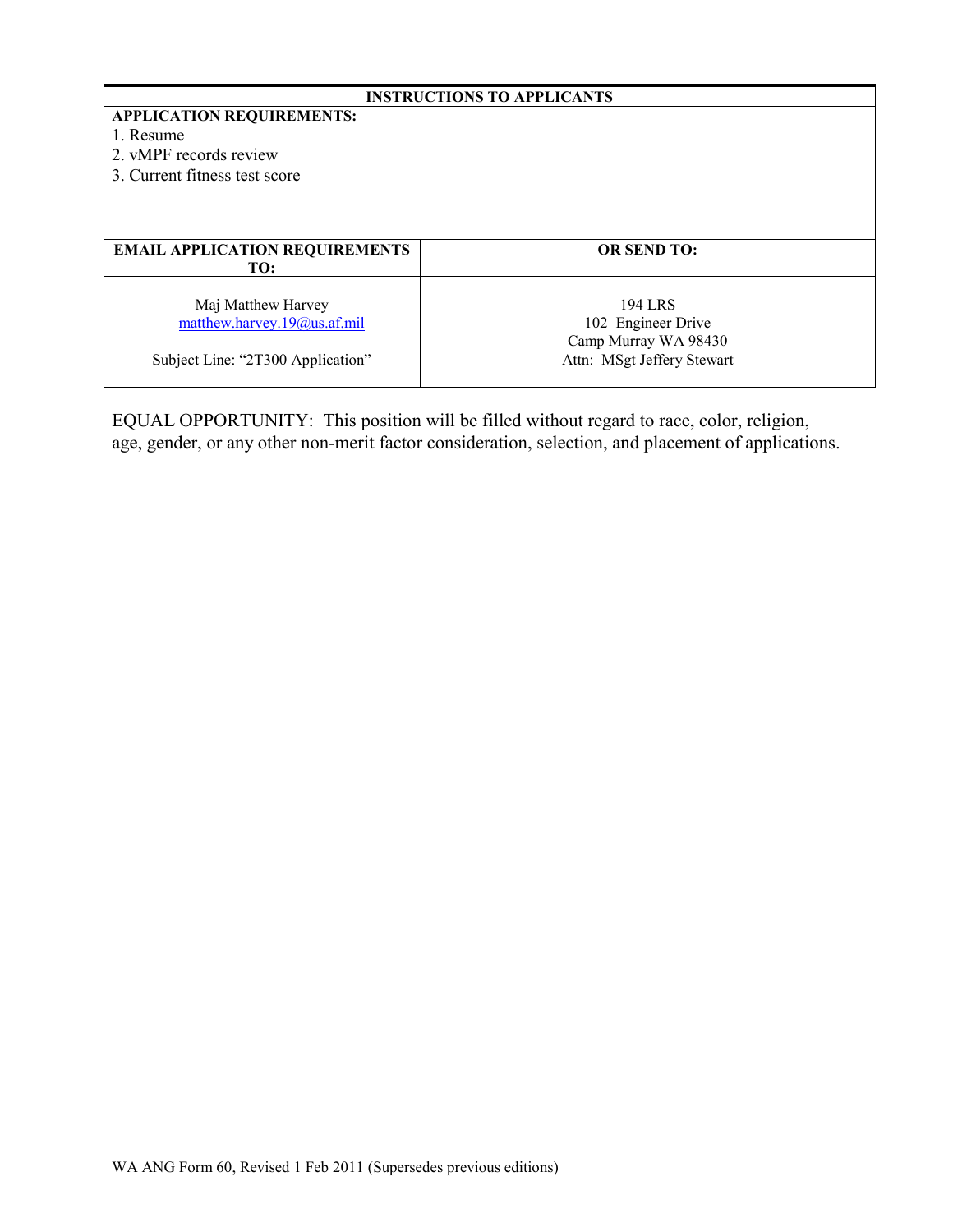| INSTRUCTIONS TO APPLICANTS | |
|---|---|
| **APPLICATION REQUIREMENTS:**<br>1. Resume<br>2. vMPF records review<br>3. Current fitness test score | |
| **EMAIL APPLICATION REQUIREMENTS TO:** | **OR SEND TO:** |
| Maj Matthew Harvey<br>matthew.harvey.19@us.af.mil<br><br>Subject Line: "2T300 Application" | 194 LRS<br>102 Engineer Drive<br>Camp Murray WA 98430<br>Attn: MSgt Jeffery Stewart |

EQUAL OPPORTUNITY: This position will be filled without regard to race, color, religion, age, gender, or any other non-merit factor consideration, selection, and placement of applications.

WA ANG Form 60, Revised 1 Feb 2011 (Supersedes previous editions)